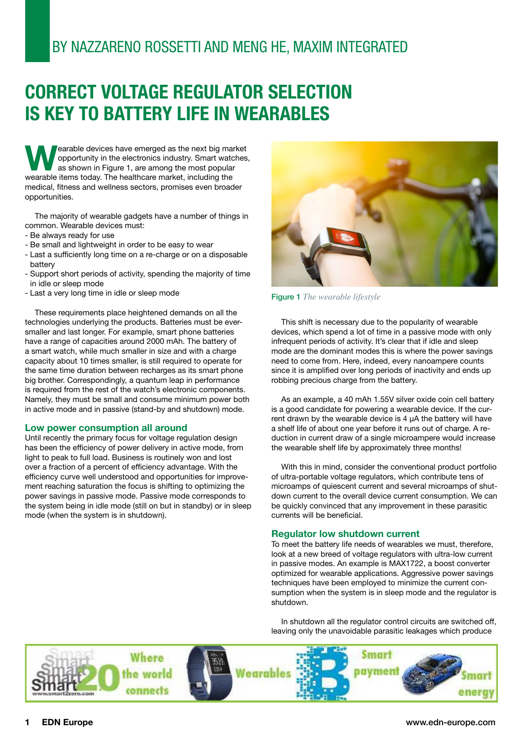BY NAZZARENO ROSSETTI AND MENG HE, MAXIM INTEGRATED

# CORRECT VOLTAGE REGULATOR SELECTION IS KEY TO BATTERY LIFE IN WEARABLES

Wearable devices have emerged as the next big market opportunity in the electronics industry. Smart watches, as shown in Figure 1, are among the most popular wearable items today. The healthcare market, including the medical, fitness and wellness sectors, promises even broader opportunities.

The majority of wearable gadgets have a number of things in common. Wearable devices must:

- Be always ready for use
- Be small and lightweight in order to be easy to wear
- Last a sufficiently long time on a re-charge or on a disposable battery
- Support short periods of activity, spending the majority of time in idle or sleep mode
- Last a very long time in idle or sleep mode

These requirements place heightened demands on all the technologies underlying the products. Batteries must be ever-smaller and last longer. For example, smart phone batteries have a range of capacities around 2000 mAh. The battery of a smart watch, while much smaller in size and with a charge capacity about 10 times smaller, is still required to operate for the same time duration between recharges as its smart phone big brother. Correspondingly, a quantum leap in performance is required from the rest of the watch's electronic components. Namely, they must be small and consume minimum power both in active mode and in passive (stand-by and shutdown) mode.

## Low power consumption all around

Until recently the primary focus for voltage regulation design has been the efficiency of power delivery in active mode, from light to peak to full load. Business is routinely won and lost over a fraction of a percent of efficiency advantage. With the efficiency curve well understood and opportunities for improvement reaching saturation the focus is shifting to optimizing the power savings in passive mode. Passive mode corresponds to the system being in idle mode (still on but in standby) or in sleep mode (when the system is in shutdown).

**Figure 1** *The wearable lifestyle*

This shift is necessary due to the popularity of wearable devices, which spend a lot of time in a passive mode with only infrequent periods of activity. It's clear that if idle and sleep mode are the dominant modes this is where the power savings need to come from. Here, indeed, every nanoampere counts since it is amplified over long periods of inactivity and ends up robbing precious charge from the battery.

As an example, a 40 mAh 1.55V silver oxide coin cell battery is a good candidate for powering a wearable device. If the current drawn by the wearable device is 4 μA the battery will have a shelf life of about one year before it runs out of charge. A reduction in current draw of a single microampere would increase the wearable shelf life by approximately three months!

With this in mind, consider the conventional product portfolio of ultra-portable voltage regulators, which contribute tens of microamps of quiescent current and several microamps of shutdown current to the overall device current consumption. We can be quickly convinced that any improvement in these parasitic currents will be beneficial.

## Regulator low shutdown current

To meet the battery life needs of wearables we must, therefore, look at a new breed of voltage regulators with ultra-low current in passive modes. An example is MAX1722, a boost converter optimized for wearable applications. Aggressive power savings techniques have been employed to minimize the current consumption when the system is in sleep mode and the regulator is shutdown.

In shutdown all the regulator control circuits are switched off, leaving only the unavoidable parasitic leakages which produce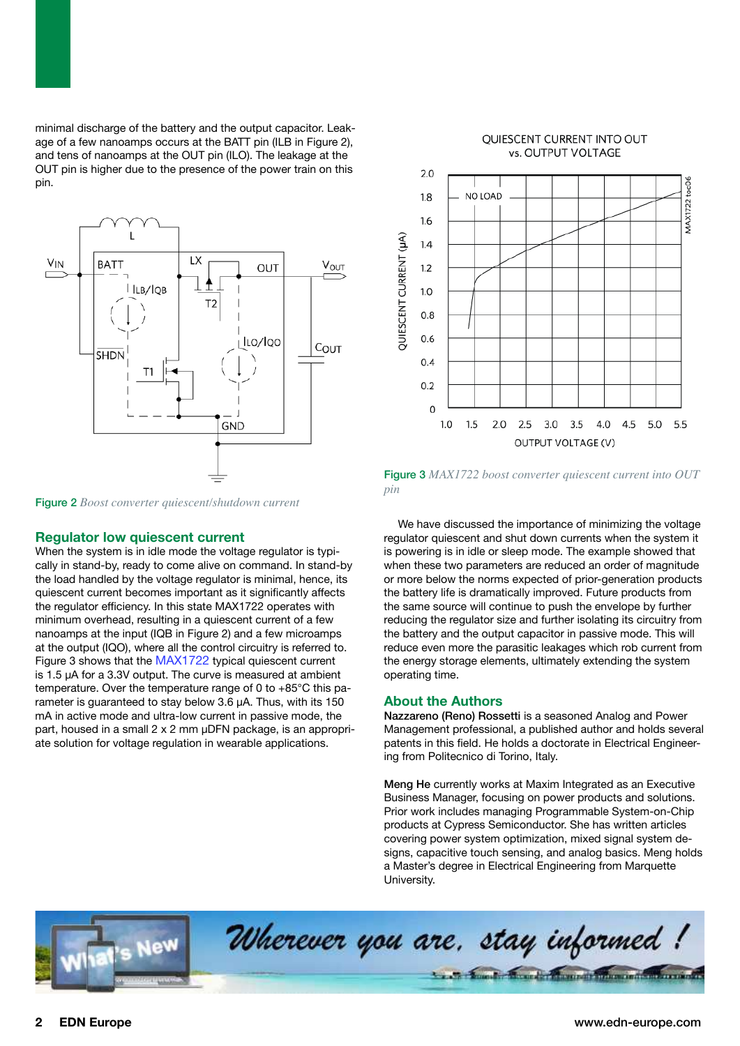minimal discharge of the battery and the output capacitor. Leakage of a few nanoamps occurs at the BATT pin (ILB in Figure 2), and tens of nanoamps at the OUT pin (ILO). The leakage at the OUT pin is higher due to the presence of the power train on this pin.

L
VIN
BATT
LX
OUT
VOUT
ILB/IQB
T2
ILO/IQO
COUT
SHDN
T1
GND

Figure 2 *Boost converter quiescent/shutdown current*

QUIESCENT CURRENT INTO OUT vs. OUTPUT VOLTAGE

NO LOAD

QUIESCENT CURRENT (μA)

2.0
1.8
1.6
1.4
1.2
1.0
0.8
0.6
0.4
0.2
0

1.0 1.5 2.0 2.5 3.0 3.5 4.0 4.5 5.0 5.5

OUTPUT VOLTAGE (V)

MAX1722 toc06

Figure 3 *MAX1722 boost converter quiescent current into OUT pin*

## Regulator low quiescent current

When the system is in idle mode the voltage regulator is typically in stand-by, ready to come alive on command. In stand-by the load handled by the voltage regulator is minimal, hence, its quiescent current becomes important as it significantly affects the regulator efficiency. In this state MAX1722 operates with minimum overhead, resulting in a quiescent current of a few nanoamps at the input (IQB in Figure 2) and a few microamps at the output (IQO), where all the control circuitry is referred to. Figure 3 shows that the MAX1722 typical quiescent current is 1.5 μA for a 3.3V output. The curve is measured at ambient temperature. Over the temperature range of 0 to +85°C this parameter is guaranteed to stay below 3.6 μA. Thus, with its 150 mA in active mode and ultra-low current in passive mode, the part, housed in a small 2 x 2 mm μDFN package, is an appropriate solution for voltage regulation in wearable applications.

We have discussed the importance of minimizing the voltage regulator quiescent and shut down currents when the system it is powering is in idle or sleep mode. The example showed that when these two parameters are reduced an order of magnitude or more below the norms expected of prior-generation products the battery life is dramatically improved. Future products from the same source will continue to push the envelope by further reducing the regulator size and further isolating its circuitry from the battery and the output capacitor in passive mode. This will reduce even more the parasitic leakages which rob current from the energy storage elements, ultimately extending the system operating time.

## About the Authors

**Nazzareno (Reno) Rossetti** is a seasoned Analog and Power Management professional, a published author and holds several patents in this field. He holds a doctorate in Electrical Engineering from Politecnico di Torino, Italy.

**Meng He** currently works at Maxim Integrated as an Executive Business Manager, focusing on power products and solutions. Prior work includes managing Programmable System-on-Chip products at Cypress Semiconductor. She has written articles covering power system optimization, mixed signal system designs, capacitive touch sensing, and analog basics. Meng holds a Master's degree in Electrical Engineering from Marquette University.

What's New — Wherever you are, stay informed !